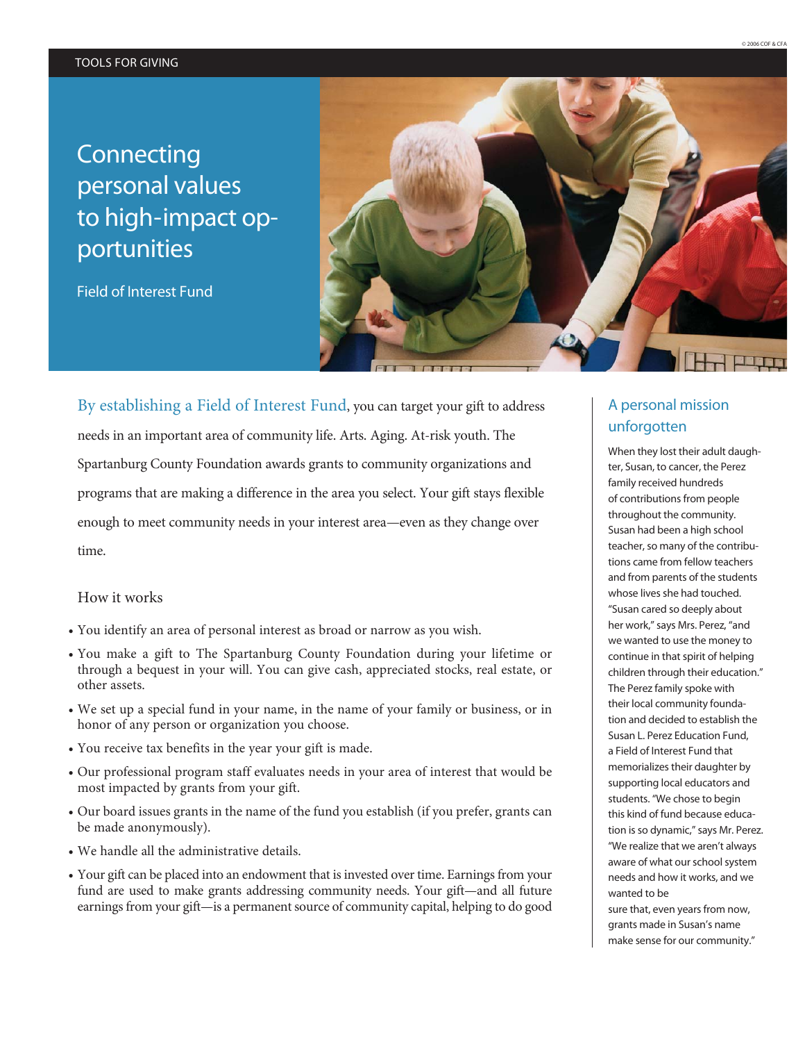TOOLS FOR GIVING

# Connecting personal values to high-impact opportunities

Field of Interest Fund

By establishing a Field of Interest Fund, you can target your gift to address needs in an important area of community life. Arts. Aging. At-risk youth. The Spartanburg County Foundation awards grants to community organizations and programs that are making a difference in the area you select. Your gift stays flexible enough to meet community needs in your interest area—even as they change over time.

## How it works

- You identify an area of personal interest as broad or narrow as you wish.
- You make a gift to The Spartanburg County Foundation during your lifetime or through a bequest in your will. You can give cash, appreciated stocks, real estate, or other assets.
- We set up a special fund in your name, in the name of your family or business, or in honor of any person or organization you choose.
- You receive tax benefits in the year your gift is made.
- Our professional program staff evaluates needs in your area of interest that would be most impacted by grants from your gift.
- Our board issues grants in the name of the fund you establish (if you prefer, grants can be made anonymously).
- We handle all the administrative details.
- Your gift can be placed into an endowment that is invested over time. Earnings from your fund are used to make grants addressing community needs. Your gift—and all future earnings from your gift—is a permanent source of community capital, helping to do good

## A personal mission unforgotten

When they lost their adult daughter, Susan, to cancer, the Perez family received hundreds of contributions from people throughout the community. Susan had been a high school teacher, so many of the contributions came from fellow teachers and from parents of the students whose lives she had touched. "Susan cared so deeply about her work," says Mrs. Perez, "and we wanted to use the money to continue in that spirit of helping children through their education." The Perez family spoke with their local community foundation and decided to establish the Susan L. Perez Education Fund, a Field of Interest Fund that memorializes their daughter by supporting local educators and students. "We chose to begin this kind of fund because education is so dynamic," says Mr. Perez. "We realize that we aren't always aware of what our school system needs and how it works, and we wanted to be sure that, even years from now, grants made in Susan's name make sense for our community."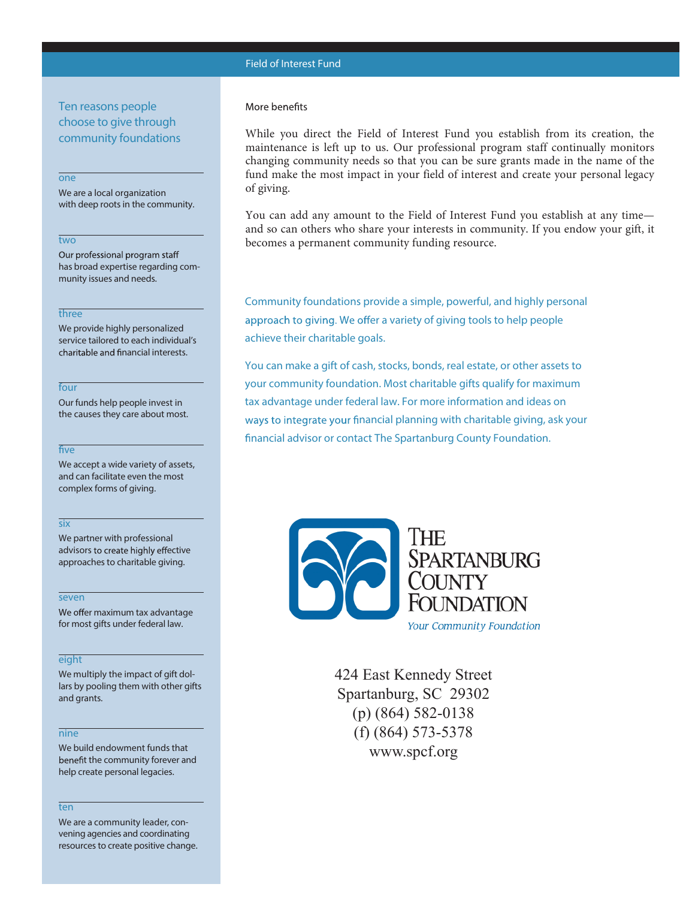## Field of Interest Fund

### Ten reasons people choose to give through community foundations

**one**

We are a local organization with deep roots in the community.

**two**

Our professional program staff has broad expertise regarding community issues and needs.

**three**

We provide highly personalized service tailored to each individual's charitable and financial interests.

**four**

Our funds help people invest in the causes they care about most.

**five**

We accept a wide variety of assets, and can facilitate even the most complex forms of giving.

**six**

We partner with professional advisors to create highly effective approaches to charitable giving.

**seven**

We offer maximum tax advantage for most gifts under federal law.

**eight**

We multiply the impact of gift dollars by pooling them with other gifts and grants.

**nine**

We build endowment funds that benefit the community forever and help create personal legacies.

**ten**

We are a community leader, convening agencies and coordinating resources to create positive change.

### More benefits

While you direct the Field of Interest Fund you establish from its creation, the maintenance is left up to us. Our professional program staff continually monitors changing community needs so that you can be sure grants made in the name of the fund make the most impact in your field of interest and create your personal legacy of giving.

You can add any amount to the Field of Interest Fund you establish at any time—and so can others who share your interests in community. If you endow your gift, it becomes a permanent community funding resource.

Community foundations provide a simple, powerful, and highly personal approach to giving. We offer a variety of giving tools to help people achieve their charitable goals.

You can make a gift of cash, stocks, bonds, real estate, or other assets to your community foundation. Most charitable gifts qualify for maximum tax advantage under federal law. For more information and ideas on ways to integrate your financial planning with charitable giving, ask your financial advisor or contact The Spartanburg County Foundation.

The Spartanburg County Foundation

*Your Community Foundation*

424 East Kennedy Street
Spartanburg, SC 29302
(p) (864) 582-0138
(f) (864) 573-5378
www.spcf.org